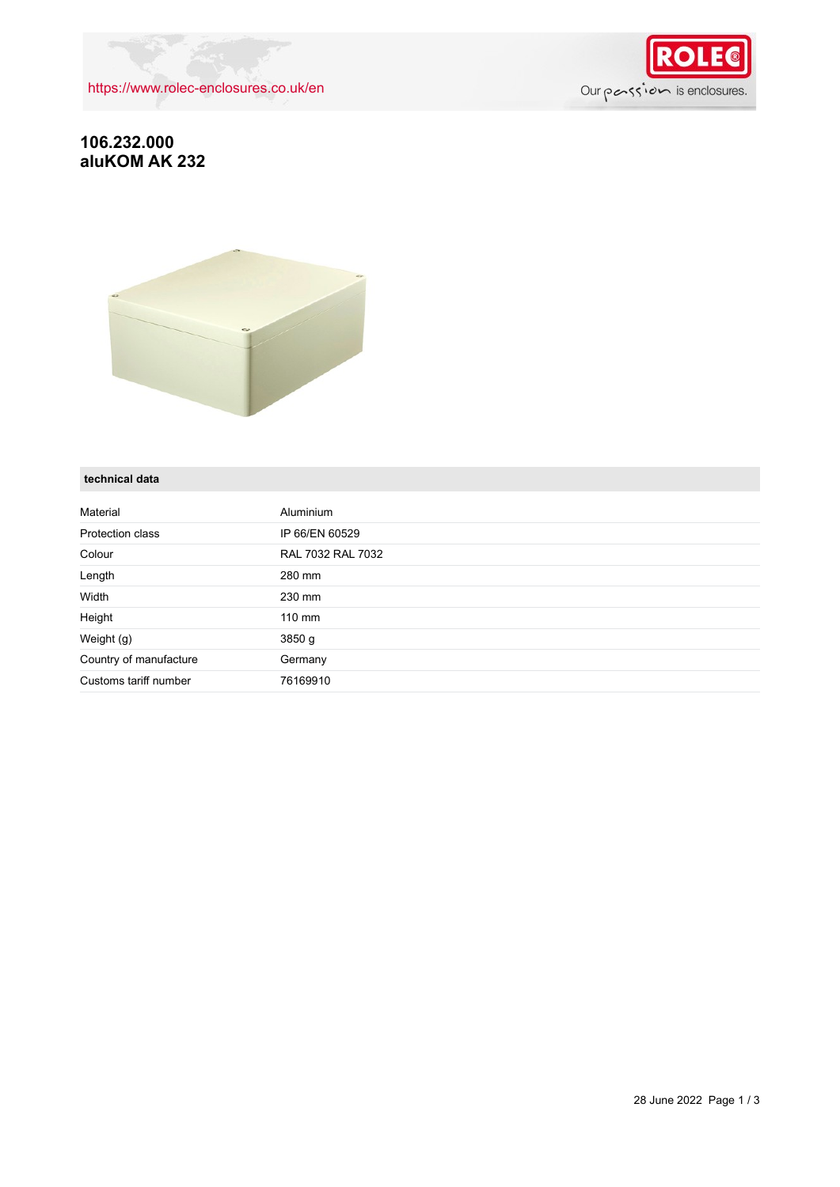https://www.rolec-enclosures.co.uk/en

# 106.232.000
# aluKOM AK 232

## technical data

| | |
|---|---|
| Material | Aluminium |
| Protection class | IP 66/EN 60529 |
| Colour | RAL 7032 RAL 7032 |
| Length | 280 mm |
| Width | 230 mm |
| Height | 110 mm |
| Weight (g) | 3850 g |
| Country of manufacture | Germany |
| Customs tariff number | 76169910 |

28 June 2022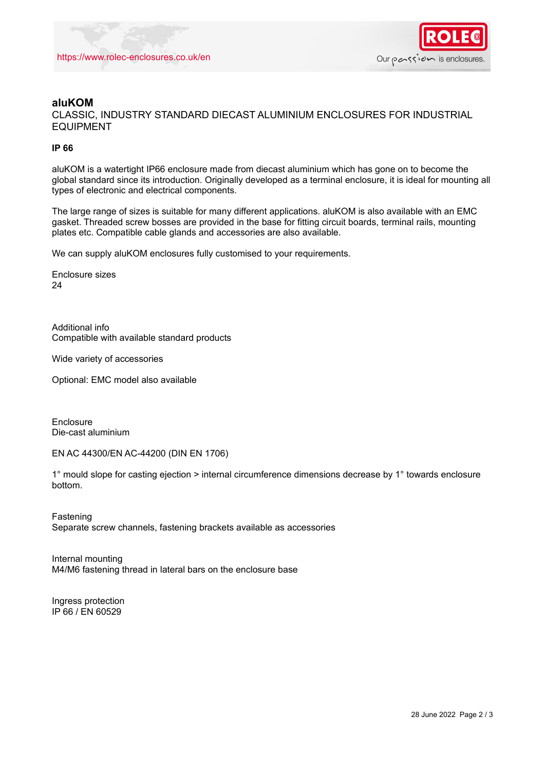# aluKOM

CLASSIC, INDUSTRY STANDARD DIECAST ALUMINIUM ENCLOSURES FOR INDUSTRIAL EQUIPMENT

**IP 66**

aluKOM is a watertight IP66 enclosure made from diecast aluminium which has gone on to become the global standard since its introduction. Originally developed as a terminal enclosure, it is ideal for mounting all types of electronic and electrical components.

The large range of sizes is suitable for many different applications. aluKOM is also available with an EMC gasket. Threaded screw bosses are provided in the base for fitting circuit boards, terminal rails, mounting plates etc. Compatible cable glands and accessories are also available.

We can supply aluKOM enclosures fully customised to your requirements.

Enclosure sizes
24

Additional info
Compatible with available standard products

Wide variety of accessories

Optional: EMC model also available

Enclosure
Die-cast aluminium

EN AC 44300/EN AC-44200 (DIN EN 1706)

1° mould slope for casting ejection > internal circumference dimensions decrease by 1° towards enclosure bottom.

Fastening
Separate screw channels, fastening brackets available as accessories

Internal mounting
M4/M6 fastening thread in lateral bars on the enclosure base

Ingress protection
IP 66 / EN 60529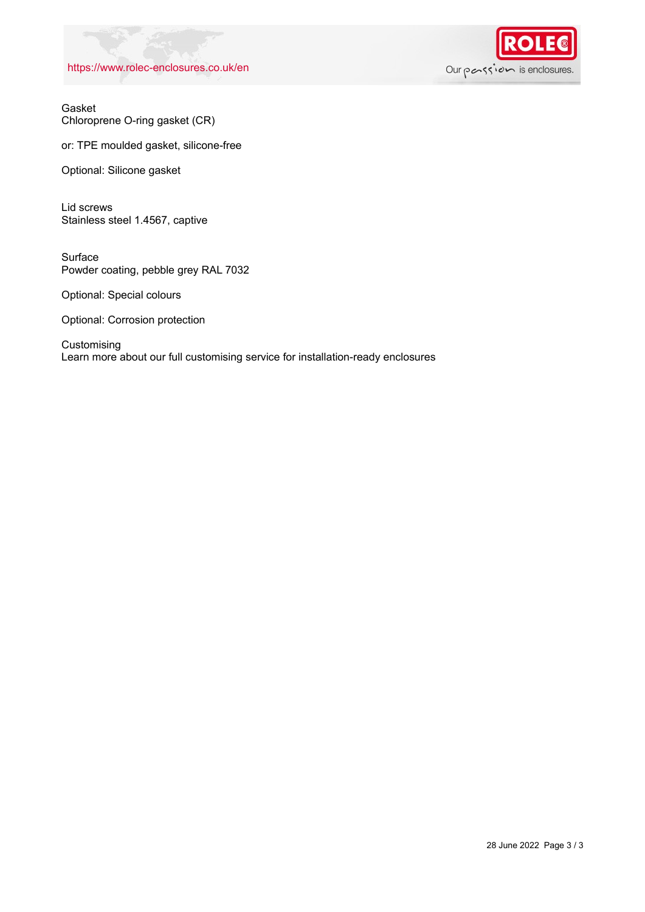Gasket
Chloroprene O-ring gasket (CR)

or: TPE moulded gasket, silicone-free

Optional: Silicone gasket

Lid screws
Stainless steel 1.4567, captive

Surface
Powder coating, pebble grey RAL 7032

Optional: Special colours

Optional: Corrosion protection

Customising
Learn more about our full customising service for installation-ready enclosures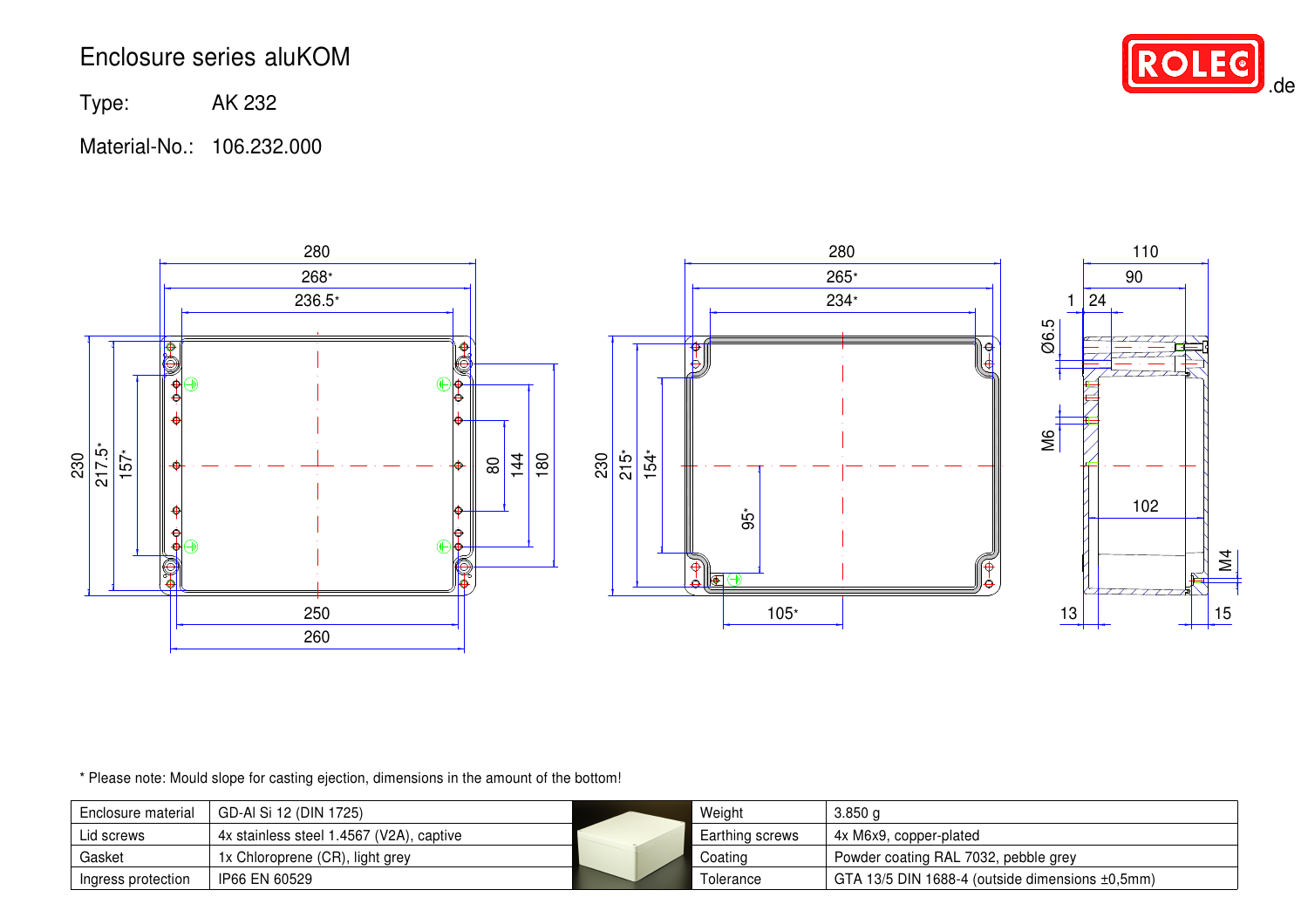# Enclosure series aluKOM

Type: AK 232

Material-No.: 106.232.000

280
268*
236.5*
230
217.5*
157*
80
144
180
250
260

280
265*
234*
230
215*
154*
95*
105*

110
90
1
24
Ø6.5
M6
102
M4
13
15

\* Please note: Mould slope for casting ejection, dimensions in the amount of the bottom!

| | | | |
|---|---|---|---|
| Enclosure material | GD-Al Si 12 (DIN 1725) | Weight | 3.850 g |
| Lid screws | 4x stainless steel 1.4567 (V2A), captive | Earthing screws | 4x M6x9, copper-plated |
| Gasket | 1x Chloroprene (CR), light grey | Coating | Powder coating RAL 7032, pebble grey |
| Ingress protection | IP66 EN 60529 | Tolerance | GTA 13/5 DIN 1688-4 (outside dimensions ±0,5mm) |